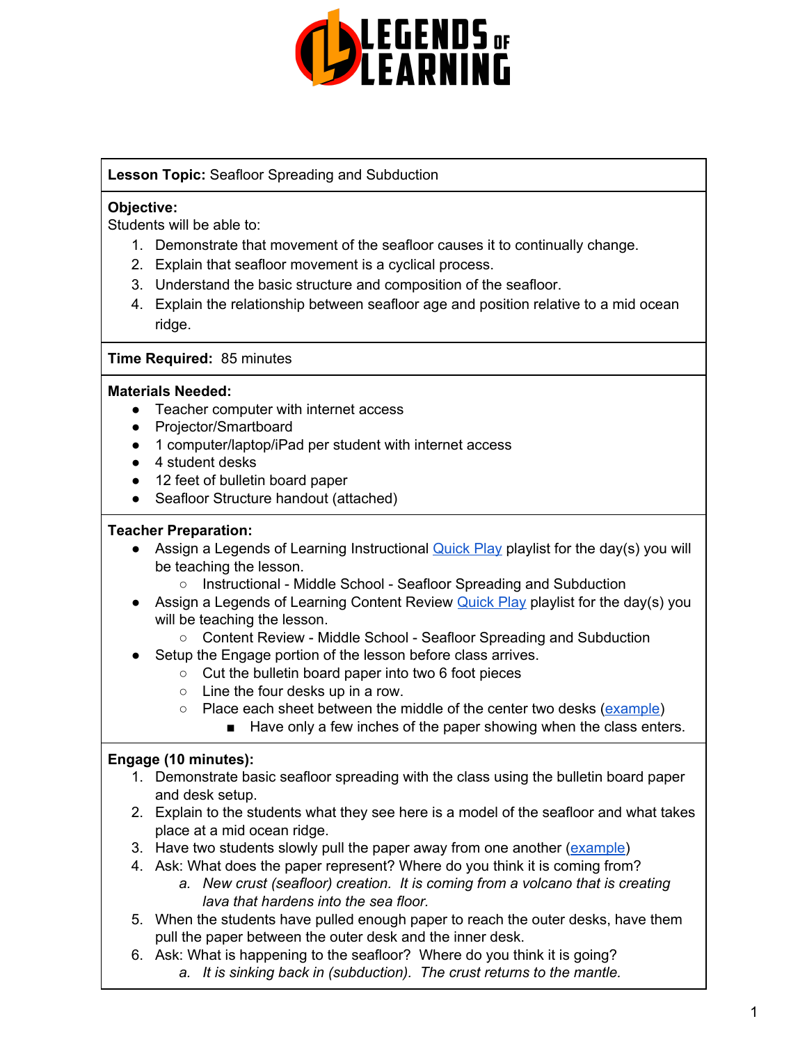**Lesson Topic:** Seafloor Spreading and Subduction

**Objective:**
Students will be able to:

1. Demonstrate that movement of the seafloor causes it to continually change.
2. Explain that seafloor movement is a cyclical process.
3. Understand the basic structure and composition of the seafloor.
4. Explain the relationship between seafloor age and position relative to a mid ocean ridge.

**Time Required:** 85 minutes

**Materials Needed:**

- Teacher computer with internet access
- Projector/Smartboard
- 1 computer/laptop/iPad per student with internet access
- 4 student desks
- 12 feet of bulletin board paper
- Seafloor Structure handout (attached)

**Teacher Preparation:**

- Assign a Legends of Learning Instructional Quick Play playlist for the day(s) you will be teaching the lesson.
    - Instructional - Middle School - Seafloor Spreading and Subduction
- Assign a Legends of Learning Content Review Quick Play playlist for the day(s) you will be teaching the lesson.
    - Content Review - Middle School - Seafloor Spreading and Subduction
- Setup the Engage portion of the lesson before class arrives.
    - Cut the bulletin board paper into two 6 foot pieces
    - Line the four desks up in a row.
    - Place each sheet between the middle of the center two desks (example)
        - Have only a few inches of the paper showing when the class enters.

**Engage (10 minutes):**

1. Demonstrate basic seafloor spreading with the class using the bulletin board paper and desk setup.
2. Explain to the students what they see here is a model of the seafloor and what takes place at a mid ocean ridge.
3. Have two students slowly pull the paper away from one another (example)
4. Ask: What does the paper represent? Where do you think it is coming from?
    a. *New crust (seafloor) creation. It is coming from a volcano that is creating lava that hardens into the sea floor.*
5. When the students have pulled enough paper to reach the outer desks, have them pull the paper between the outer desk and the inner desk.
6. Ask: What is happening to the seafloor? Where do you think it is going?
    a. *It is sinking back in (subduction). The crust returns to the mantle.*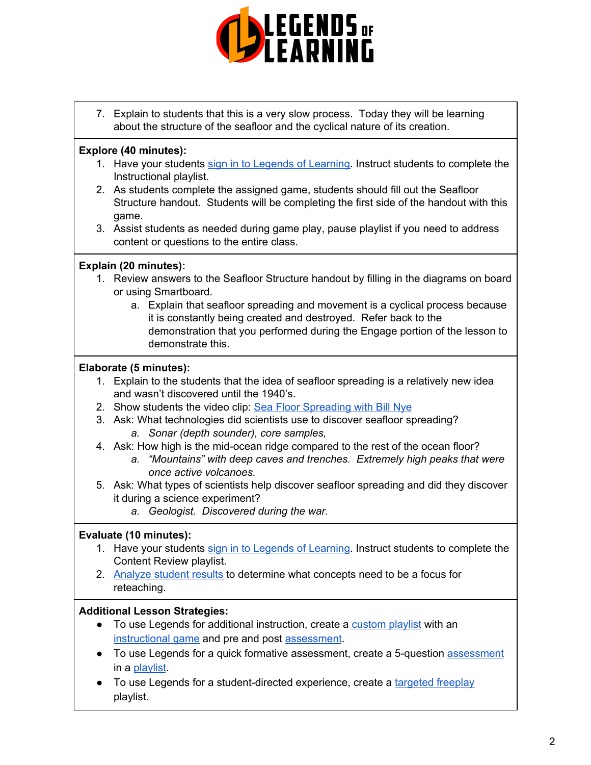7. Explain to students that this is a very slow process. Today they will be learning about the structure of the seafloor and the cyclical nature of its creation.

**Explore (40 minutes):**

1. Have your students sign in to Legends of Learning. Instruct students to complete the Instructional playlist.
2. As students complete the assigned game, students should fill out the Seafloor Structure handout. Students will be completing the first side of the handout with this game.
3. Assist students as needed during game play, pause playlist if you need to address content or questions to the entire class.

**Explain (20 minutes):**

1. Review answers to the Seafloor Structure handout by filling in the diagrams on board or using Smartboard.
    a. Explain that seafloor spreading and movement is a cyclical process because it is constantly being created and destroyed. Refer back to the demonstration that you performed during the Engage portion of the lesson to demonstrate this.

**Elaborate (5 minutes):**

1. Explain to the students that the idea of seafloor spreading is a relatively new idea and wasn't discovered until the 1940's.
2. Show students the video clip: Sea Floor Spreading with Bill Nye
3. Ask: What technologies did scientists use to discover seafloor spreading?
    a. *Sonar (depth sounder), core samples,*
4. Ask: How high is the mid-ocean ridge compared to the rest of the ocean floor?
    a. *"Mountains" with deep caves and trenches. Extremely high peaks that were once active volcanoes.*
5. Ask: What types of scientists help discover seafloor spreading and did they discover it during a science experiment?
    a. *Geologist. Discovered during the war.*

**Evaluate (10 minutes):**

1. Have your students sign in to Legends of Learning. Instruct students to complete the Content Review playlist.
2. Analyze student results to determine what concepts need to be a focus for reteaching.

**Additional Lesson Strategies:**

- To use Legends for additional instruction, create a custom playlist with an instructional game and pre and post assessment.
- To use Legends for a quick formative assessment, create a 5-question assessment in a playlist.
- To use Legends for a student-directed experience, create a targeted freeplay playlist.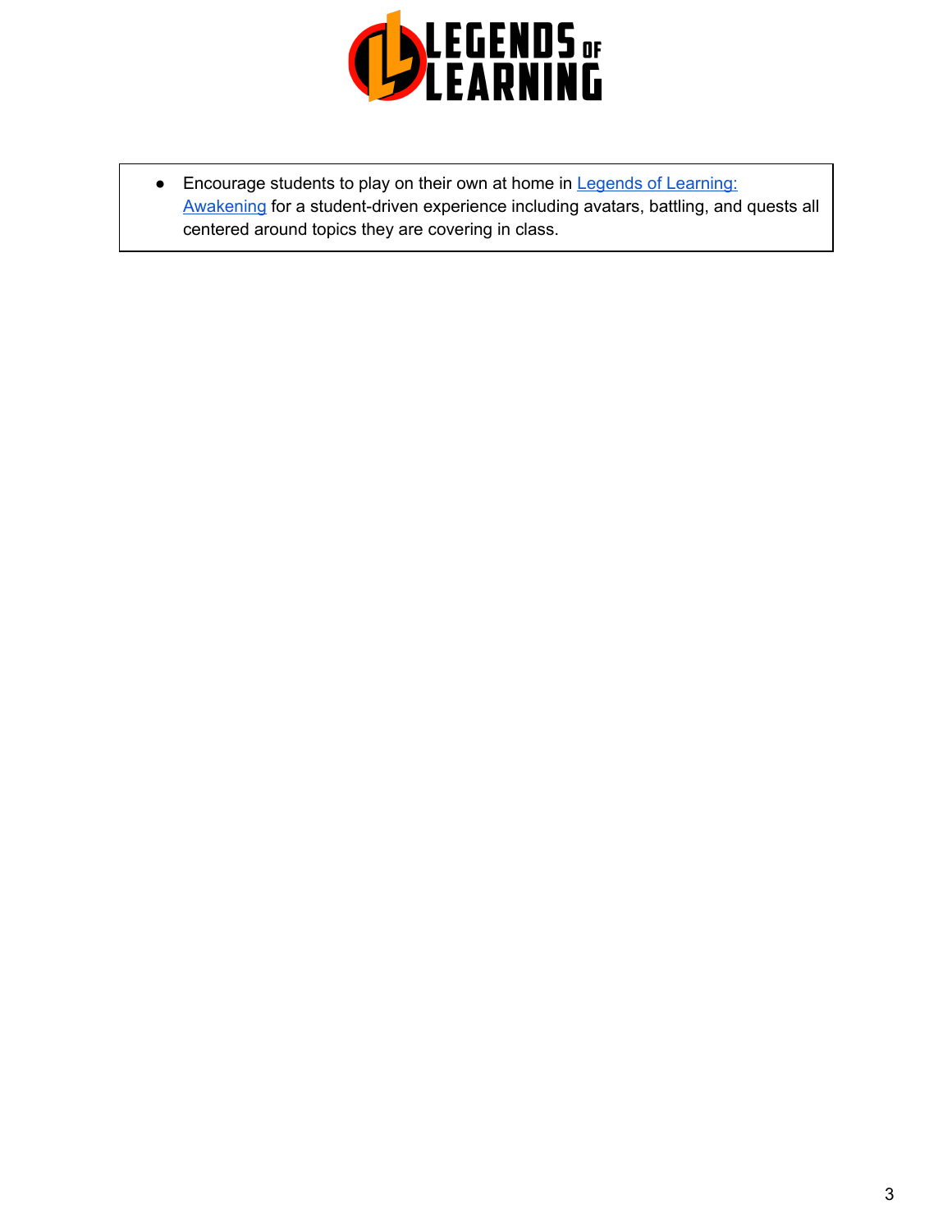- Encourage students to play on their own at home in [Legends of Learning: Awakening] for a student-driven experience including avatars, battling, and quests all centered around topics they are covering in class.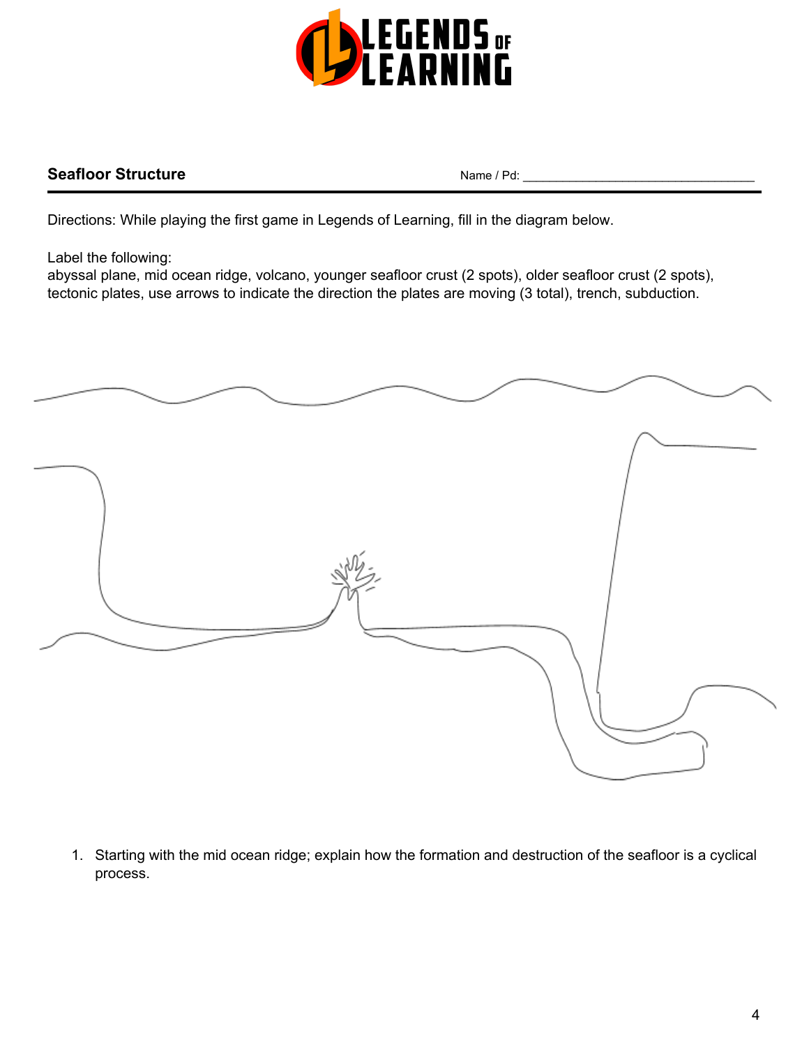**Seafloor Structure** Name / Pd: ___________________________________

Directions: While playing the first game in Legends of Learning, fill in the diagram below.

Label the following:
abyssal plane, mid ocean ridge, volcano, younger seafloor crust (2 spots), older seafloor crust (2 spots), tectonic plates, use arrows to indicate the direction the plates are moving (3 total), trench, subduction.

1. Starting with the mid ocean ridge; explain how the formation and destruction of the seafloor is a cyclical process.